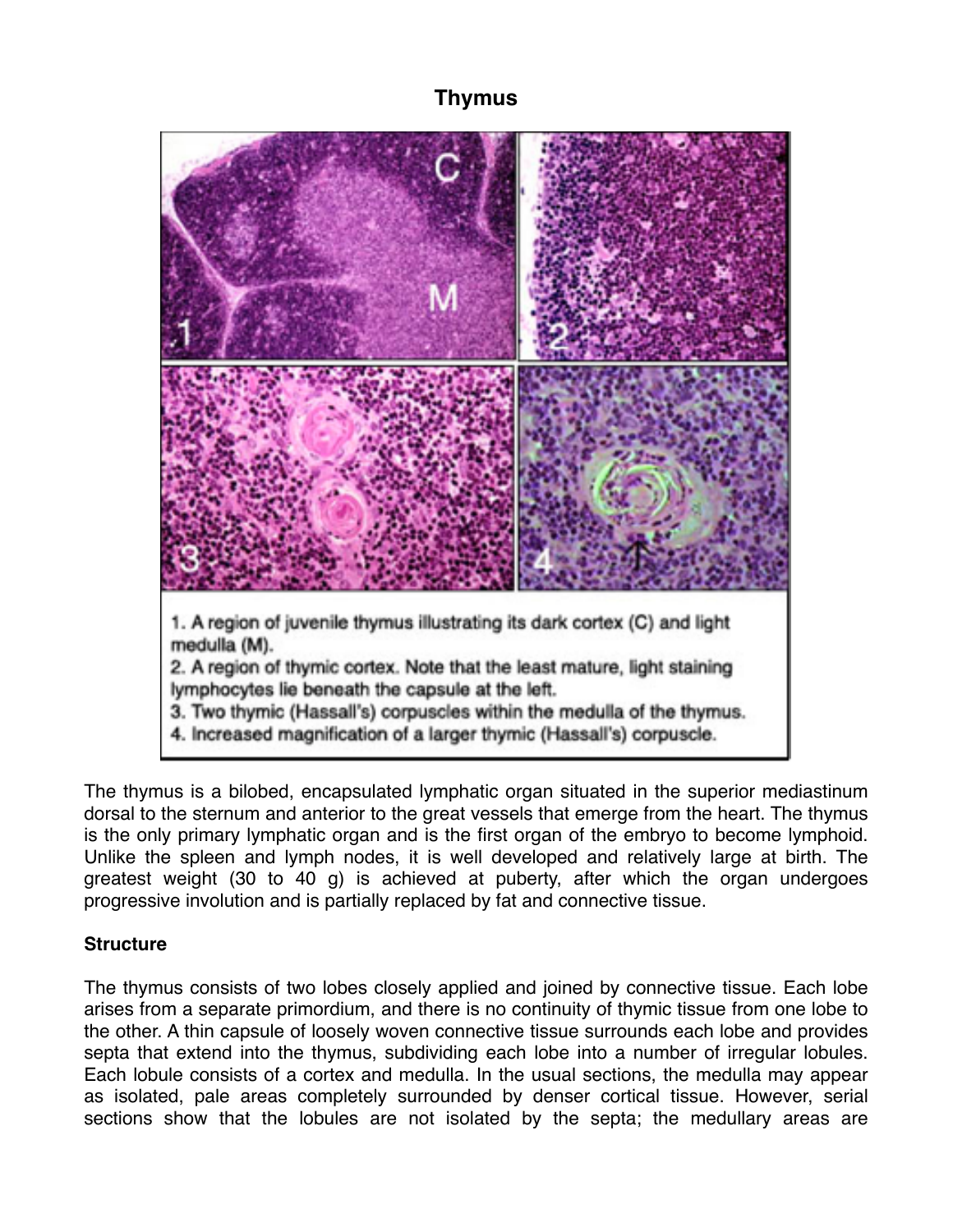# Thymus

1. A region of juvenile thymus illustrating its dark cortex (C) and light medulla (M).
2. A region of thymic cortex. Note that the least mature, light staining lymphocytes lie beneath the capsule at the left.
3. Two thymic (Hassall's) corpuscles within the medulla of the thymus.
4. Increased magnification of a larger thymic (Hassall's) corpuscle.

The thymus is a bilobed, encapsulated lymphatic organ situated in the superior mediastinum dorsal to the sternum and anterior to the great vessels that emerge from the heart. The thymus is the only primary lymphatic organ and is the first organ of the embryo to become lymphoid. Unlike the spleen and lymph nodes, it is well developed and relatively large at birth. The greatest weight (30 to 40 g) is achieved at puberty, after which the organ undergoes progressive involution and is partially replaced by fat and connective tissue.

## Structure

The thymus consists of two lobes closely applied and joined by connective tissue. Each lobe arises from a separate primordium, and there is no continuity of thymic tissue from one lobe to the other. A thin capsule of loosely woven connective tissue surrounds each lobe and provides septa that extend into the thymus, subdividing each lobe into a number of irregular lobules. Each lobule consists of a cortex and medulla. In the usual sections, the medulla may appear as isolated, pale areas completely surrounded by denser cortical tissue. However, serial sections show that the lobules are not isolated by the septa; the medullary areas are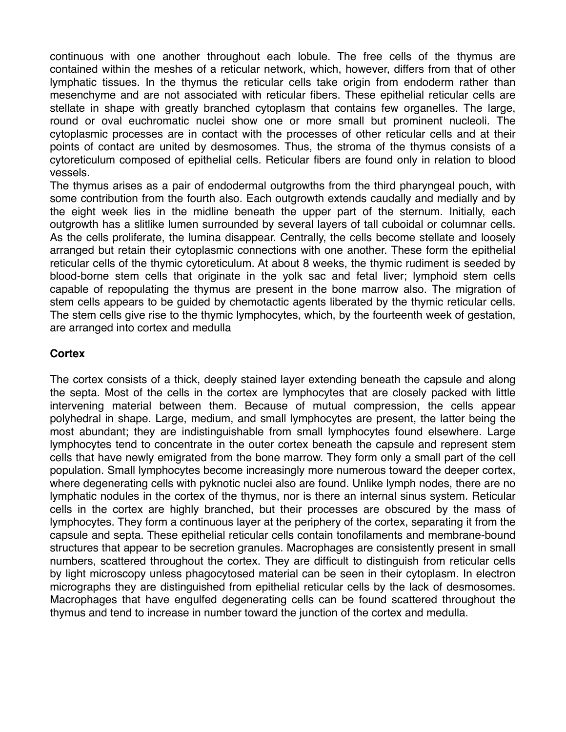continuous with one another throughout each lobule. The free cells of the thymus are contained within the meshes of a reticular network, which, however, differs from that of other lymphatic tissues. In the thymus the reticular cells take origin from endoderm rather than mesenchyme and are not associated with reticular fibers. These epithelial reticular cells are stellate in shape with greatly branched cytoplasm that contains few organelles. The large, round or oval euchromatic nuclei show one or more small but prominent nucleoli. The cytoplasmic processes are in contact with the processes of other reticular cells and at their points of contact are united by desmosomes. Thus, the stroma of the thymus consists of a cytoreticulum composed of epithelial cells. Reticular fibers are found only in relation to blood vessels.

The thymus arises as a pair of endodermal outgrowths from the third pharyngeal pouch, with some contribution from the fourth also. Each outgrowth extends caudally and medially and by the eight week lies in the midline beneath the upper part of the sternum. Initially, each outgrowth has a slitlike lumen surrounded by several layers of tall cuboidal or columnar cells. As the cells proliferate, the lumina disappear. Centrally, the cells become stellate and loosely arranged but retain their cytoplasmic connections with one another. These form the epithelial reticular cells of the thymic cytoreticulum. At about 8 weeks, the thymic rudiment is seeded by blood-borne stem cells that originate in the yolk sac and fetal liver; lymphoid stem cells capable of repopulating the thymus are present in the bone marrow also. The migration of stem cells appears to be guided by chemotactic agents liberated by the thymic reticular cells. The stem cells give rise to the thymic lymphocytes, which, by the fourteenth week of gestation, are arranged into cortex and medulla

### Cortex

The cortex consists of a thick, deeply stained layer extending beneath the capsule and along the septa. Most of the cells in the cortex are lymphocytes that are closely packed with little intervening material between them. Because of mutual compression, the cells appear polyhedral in shape. Large, medium, and small lymphocytes are present, the latter being the most abundant; they are indistinguishable from small lymphocytes found elsewhere. Large lymphocytes tend to concentrate in the outer cortex beneath the capsule and represent stem cells that have newly emigrated from the bone marrow. They form only a small part of the cell population. Small lymphocytes become increasingly more numerous toward the deeper cortex, where degenerating cells with pyknotic nuclei also are found. Unlike lymph nodes, there are no lymphatic nodules in the cortex of the thymus, nor is there an internal sinus system. Reticular cells in the cortex are highly branched, but their processes are obscured by the mass of lymphocytes. They form a continuous layer at the periphery of the cortex, separating it from the capsule and septa. These epithelial reticular cells contain tonofilaments and membrane-bound structures that appear to be secretion granules. Macrophages are consistently present in small numbers, scattered throughout the cortex. They are difficult to distinguish from reticular cells by light microscopy unless phagocytosed material can be seen in their cytoplasm. In electron micrographs they are distinguished from epithelial reticular cells by the lack of desmosomes. Macrophages that have engulfed degenerating cells can be found scattered throughout the thymus and tend to increase in number toward the junction of the cortex and medulla.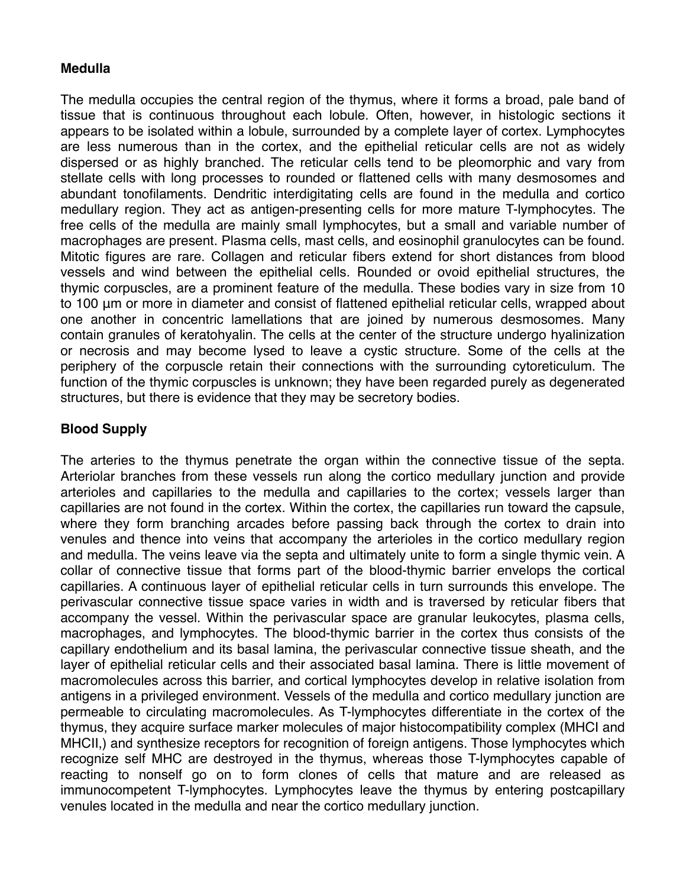**Medulla**

The medulla occupies the central region of the thymus, where it forms a broad, pale band of tissue that is continuous throughout each lobule. Often, however, in histologic sections it appears to be isolated within a lobule, surrounded by a complete layer of cortex. Lymphocytes are less numerous than in the cortex, and the epithelial reticular cells are not as widely dispersed or as highly branched. The reticular cells tend to be pleomorphic and vary from stellate cells with long processes to rounded or flattened cells with many desmosomes and abundant tonofilaments. Dendritic interdigitating cells are found in the medulla and cortico medullary region. They act as antigen-presenting cells for more mature T-lymphocytes. The free cells of the medulla are mainly small lymphocytes, but a small and variable number of macrophages are present. Plasma cells, mast cells, and eosinophil granulocytes can be found. Mitotic figures are rare. Collagen and reticular fibers extend for short distances from blood vessels and wind between the epithelial cells. Rounded or ovoid epithelial structures, the thymic corpuscles, are a prominent feature of the medulla. These bodies vary in size from 10 to 100 µm or more in diameter and consist of flattened epithelial reticular cells, wrapped about one another in concentric lamellations that are joined by numerous desmosomes. Many contain granules of keratohyalin. The cells at the center of the structure undergo hyalinization or necrosis and may become lysed to leave a cystic structure. Some of the cells at the periphery of the corpuscle retain their connections with the surrounding cytoreticulum. The function of the thymic corpuscles is unknown; they have been regarded purely as degenerated structures, but there is evidence that they may be secretory bodies.

**Blood Supply**

The arteries to the thymus penetrate the organ within the connective tissue of the septa. Arteriolar branches from these vessels run along the cortico medullary junction and provide arterioles and capillaries to the medulla and capillaries to the cortex; vessels larger than capillaries are not found in the cortex. Within the cortex, the capillaries run toward the capsule, where they form branching arcades before passing back through the cortex to drain into venules and thence into veins that accompany the arterioles in the cortico medullary region and medulla. The veins leave via the septa and ultimately unite to form a single thymic vein. A collar of connective tissue that forms part of the blood-thymic barrier envelops the cortical capillaries. A continuous layer of epithelial reticular cells in turn surrounds this envelope. The perivascular connective tissue space varies in width and is traversed by reticular fibers that accompany the vessel. Within the perivascular space are granular leukocytes, plasma cells, macrophages, and lymphocytes. The blood-thymic barrier in the cortex thus consists of the capillary endothelium and its basal lamina, the perivascular connective tissue sheath, and the layer of epithelial reticular cells and their associated basal lamina. There is little movement of macromolecules across this barrier, and cortical lymphocytes develop in relative isolation from antigens in a privileged environment. Vessels of the medulla and cortico medullary junction are permeable to circulating macromolecules. As T-lymphocytes differentiate in the cortex of the thymus, they acquire surface marker molecules of major histocompatibility complex (MHCI and MHCII,) and synthesize receptors for recognition of foreign antigens. Those lymphocytes which recognize self MHC are destroyed in the thymus, whereas those T-lymphocytes capable of reacting to nonself go on to form clones of cells that mature and are released as immunocompetent T-lymphocytes. Lymphocytes leave the thymus by entering postcapillary venules located in the medulla and near the cortico medullary junction.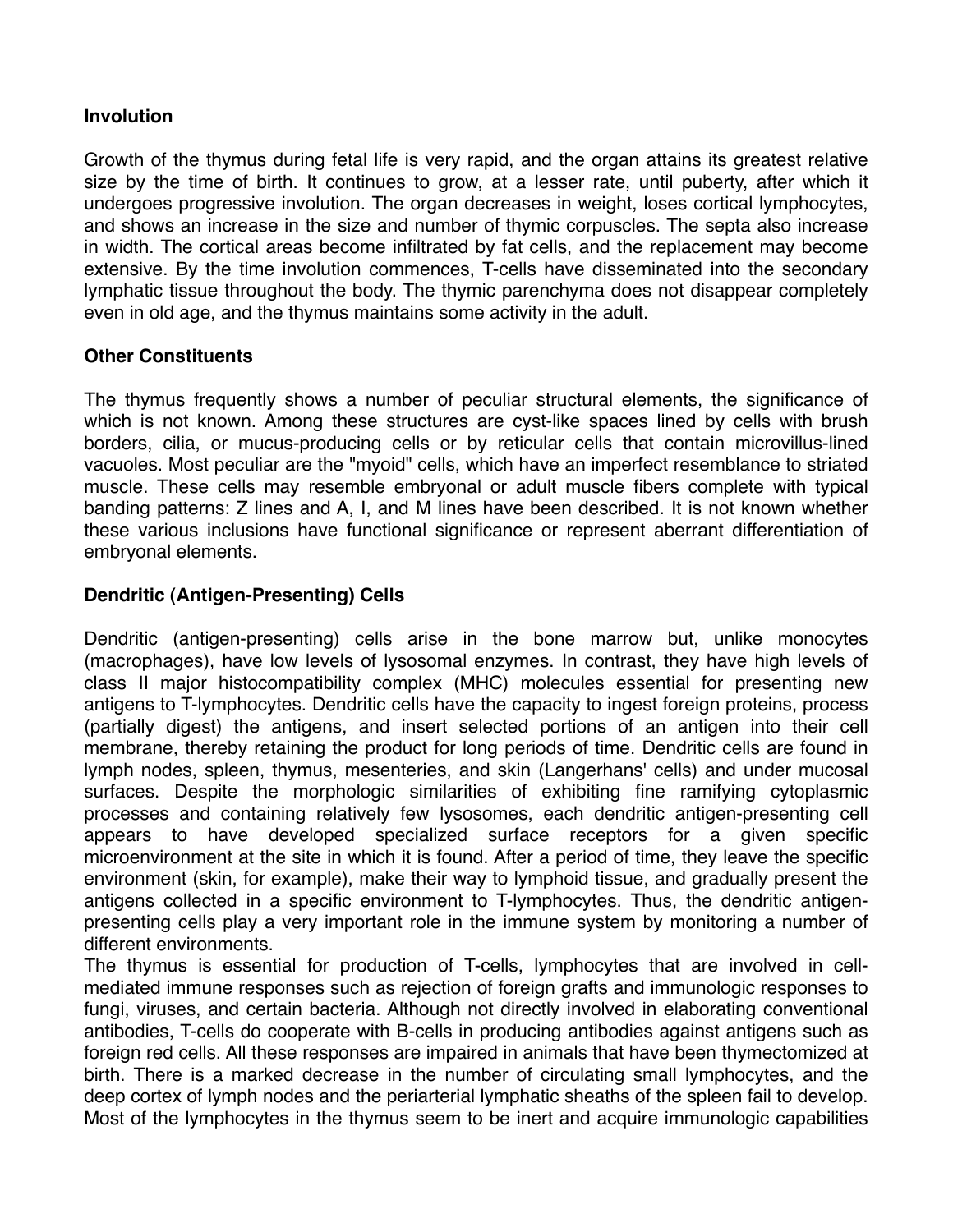### Involution

Growth of the thymus during fetal life is very rapid, and the organ attains its greatest relative size by the time of birth. It continues to grow, at a lesser rate, until puberty, after which it undergoes progressive involution. The organ decreases in weight, loses cortical lymphocytes, and shows an increase in the size and number of thymic corpuscles. The septa also increase in width. The cortical areas become infiltrated by fat cells, and the replacement may become extensive. By the time involution commences, T-cells have disseminated into the secondary lymphatic tissue throughout the body. The thymic parenchyma does not disappear completely even in old age, and the thymus maintains some activity in the adult.

### Other Constituents

The thymus frequently shows a number of peculiar structural elements, the significance of which is not known. Among these structures are cyst-like spaces lined by cells with brush borders, cilia, or mucus-producing cells or by reticular cells that contain microvillus-lined vacuoles. Most peculiar are the "myoid" cells, which have an imperfect resemblance to striated muscle. These cells may resemble embryonal or adult muscle fibers complete with typical banding patterns: Z lines and A, I, and M lines have been described. It is not known whether these various inclusions have functional significance or represent aberrant differentiation of embryonal elements.

### Dendritic (Antigen-Presenting) Cells

Dendritic (antigen-presenting) cells arise in the bone marrow but, unlike monocytes (macrophages), have low levels of lysosomal enzymes. In contrast, they have high levels of class II major histocompatibility complex (MHC) molecules essential for presenting new antigens to T-lymphocytes. Dendritic cells have the capacity to ingest foreign proteins, process (partially digest) the antigens, and insert selected portions of an antigen into their cell membrane, thereby retaining the product for long periods of time. Dendritic cells are found in lymph nodes, spleen, thymus, mesenteries, and skin (Langerhans' cells) and under mucosal surfaces. Despite the morphologic similarities of exhibiting fine ramifying cytoplasmic processes and containing relatively few lysosomes, each dendritic antigen-presenting cell appears to have developed specialized surface receptors for a given specific microenvironment at the site in which it is found. After a period of time, they leave the specific environment (skin, for example), make their way to lymphoid tissue, and gradually present the antigens collected in a specific environment to T-lymphocytes. Thus, the dendritic antigen-presenting cells play a very important role in the immune system by monitoring a number of different environments.

The thymus is essential for production of T-cells, lymphocytes that are involved in cell-mediated immune responses such as rejection of foreign grafts and immunologic responses to fungi, viruses, and certain bacteria. Although not directly involved in elaborating conventional antibodies, T-cells do cooperate with B-cells in producing antibodies against antigens such as foreign red cells. All these responses are impaired in animals that have been thymectomized at birth. There is a marked decrease in the number of circulating small lymphocytes, and the deep cortex of lymph nodes and the periarterial lymphatic sheaths of the spleen fail to develop. Most of the lymphocytes in the thymus seem to be inert and acquire immunologic capabilities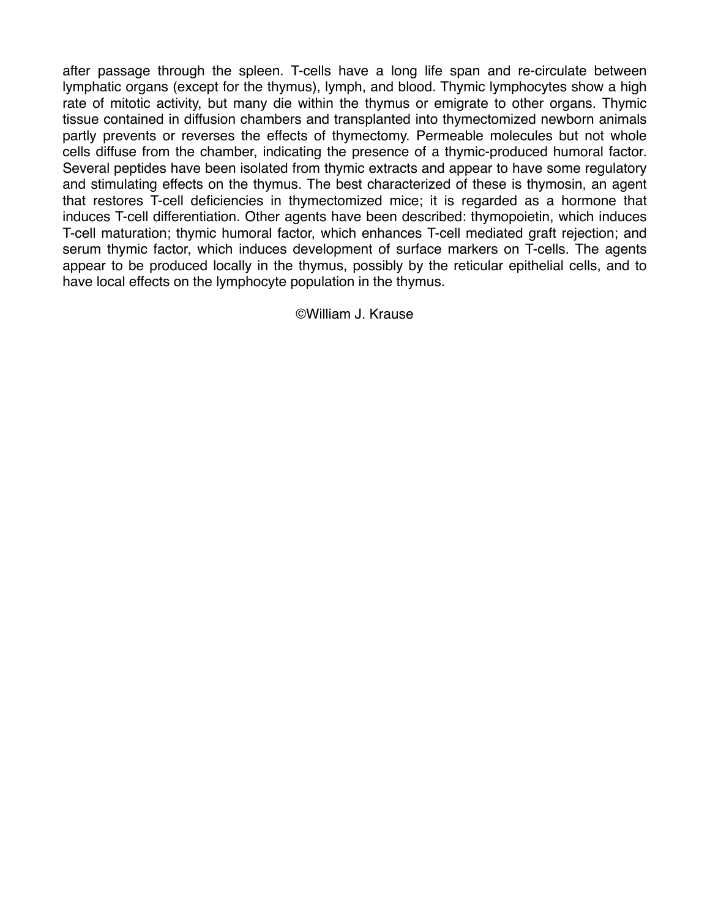after passage through the spleen. T-cells have a long life span and re-circulate between lymphatic organs (except for the thymus), lymph, and blood. Thymic lymphocytes show a high rate of mitotic activity, but many die within the thymus or emigrate to other organs. Thymic tissue contained in diffusion chambers and transplanted into thymectomized newborn animals partly prevents or reverses the effects of thymectomy. Permeable molecules but not whole cells diffuse from the chamber, indicating the presence of a thymic-produced humoral factor. Several peptides have been isolated from thymic extracts and appear to have some regulatory and stimulating effects on the thymus. The best characterized of these is thymosin, an agent that restores T-cell deficiencies in thymectomized mice; it is regarded as a hormone that induces T-cell differentiation. Other agents have been described: thymopoietin, which induces T-cell maturation; thymic humoral factor, which enhances T-cell mediated graft rejection; and serum thymic factor, which induces development of surface markers on T-cells. The agents appear to be produced locally in the thymus, possibly by the reticular epithelial cells, and to have local effects on the lymphocyte population in the thymus.

©William J. Krause